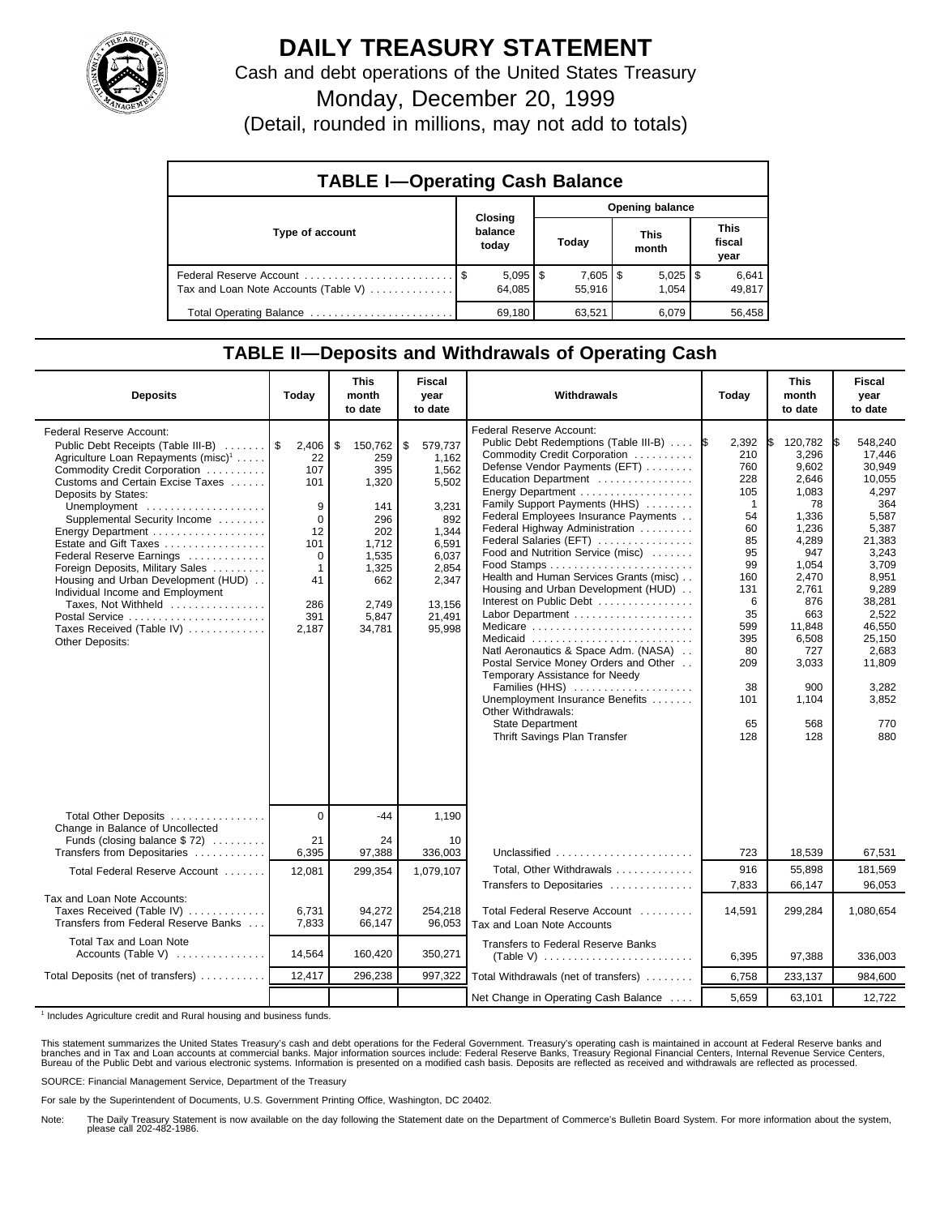# DAILY TREASURY STATEMENT

Cash and debt operations of the United States Treasury

Monday, December 20, 1999

(Detail, rounded in millions, may not add to totals)

## TABLE I—Operating Cash Balance

| Type of account | Closing balance today | Opening balance Today | Opening balance This month | Opening balance This fiscal year |
|---|---|---|---|---|
| Federal Reserve Account | $ 5,095 | $ 7,605 | $ 5,025 | $ 6,641 |
| Tax and Loan Note Accounts (Table V) | 64,085 | 55,916 | 1,054 | 49,817 |
| Total Operating Balance | 69,180 | 63,521 | 6,079 | 56,458 |

## TABLE II—Deposits and Withdrawals of Operating Cash

| Deposits | Today | This month to date | Fiscal year to date |
|---|---|---|---|
| Federal Reserve Account: | | | |
| Public Debt Receipts (Table III-B) | $ 2,406 | $ 150,762 | $ 579,737 |
| Agriculture Loan Repayments (misc)[1] | 22 | 259 | 1,162 |
| Commodity Credit Corporation | 107 | 395 | 1,562 |
| Customs and Certain Excise Taxes | 101 | 1,320 | 5,502 |
| Deposits by States: | | | |
| Unemployment | 9 | 141 | 3,231 |
| Supplemental Security Income | 0 | 296 | 892 |
| Energy Department | 12 | 202 | 1,344 |
| Estate and Gift Taxes | 101 | 1,712 | 6,591 |
| Federal Reserve Earnings | 0 | 1,535 | 6,037 |
| Foreign Deposits, Military Sales | 1 | 1,325 | 2,854 |
| Housing and Urban Development (HUD) | 41 | 662 | 2,347 |
| Individual Income and Employment Taxes, Not Withheld | 286 | 2,749 | 13,156 |
| Postal Service | 391 | 5,847 | 21,491 |
| Taxes Received (Table IV) | 2,187 | 34,781 | 95,998 |
| Other Deposits: | | | |
| Total Other Deposits | 0 | -44 | 1,190 |
| Change in Balance of Uncollected Funds (closing balance $ 72) | 21 | 24 | 10 |
| Transfers from Depositaries | 6,395 | 97,388 | 336,003 |
| Total Federal Reserve Account | 12,081 | 299,354 | 1,079,107 |
| Tax and Loan Note Accounts: | | | |
| Taxes Received (Table IV) | 6,731 | 94,272 | 254,218 |
| Transfers from Federal Reserve Banks | 7,833 | 66,147 | 96,053 |
| Total Tax and Loan Note Accounts (Table V) | 14,564 | 160,420 | 350,271 |
| Total Deposits (net of transfers) | 12,417 | 296,238 | 997,322 |

| Withdrawals | Today | This month to date | Fiscal year to date |
|---|---|---|---|
| Federal Reserve Account: | | | |
| Public Debt Redemptions (Table III-B) | $ 2,392 | $ 120,782 | $ 548,240 |
| Commodity Credit Corporation | 210 | 3,296 | 17,446 |
| Defense Vendor Payments (EFT) | 760 | 9,602 | 30,949 |
| Education Department | 228 | 2,646 | 10,055 |
| Energy Department | 105 | 1,083 | 4,297 |
| Family Support Payments (HHS) | 1 | 78 | 364 |
| Federal Employees Insurance Payments | 54 | 1,336 | 5,587 |
| Federal Highway Administration | 60 | 1,236 | 5,387 |
| Federal Salaries (EFT) | 85 | 4,289 | 21,383 |
| Food and Nutrition Service (misc) | 95 | 947 | 3,243 |
| Food Stamps | 99 | 1,054 | 3,709 |
| Health and Human Services Grants (misc) | 160 | 2,470 | 8,951 |
| Housing and Urban Development (HUD) | 131 | 2,761 | 9,289 |
| Interest on Public Debt | 6 | 876 | 38,281 |
| Labor Department | 35 | 663 | 2,522 |
| Medicare | 599 | 11,848 | 46,550 |
| Medicaid | 395 | 6,508 | 25,150 |
| Natl Aeronautics & Space Adm. (NASA) | 80 | 727 | 2,683 |
| Postal Service Money Orders and Other | 209 | 3,033 | 11,809 |
| Temporary Assistance for Needy Families (HHS) | 38 | 900 | 3,282 |
| Unemployment Insurance Benefits | 101 | 1,104 | 3,852 |
| Other Withdrawals: | | | |
| State Department | 65 | 568 | 770 |
| Thrift Savings Plan Transfer | 128 | 128 | 880 |
| Unclassified | 723 | 18,539 | 67,531 |
| Total, Other Withdrawals | 916 | 55,898 | 181,569 |
| Transfers to Depositaries | 7,833 | 66,147 | 96,053 |
| Total Federal Reserve Account | 14,591 | 299,284 | 1,080,654 |
| Tax and Loan Note Accounts | | | |
| Transfers to Federal Reserve Banks (Table V) | 6,395 | 97,388 | 336,003 |
| Total Withdrawals (net of transfers) | 6,758 | 233,137 | 984,600 |
| Net Change in Operating Cash Balance | 5,659 | 63,101 | 12,722 |

[1] Includes Agriculture credit and Rural housing and business funds.

This statement summarizes the United States Treasury's cash and debt operations for the Federal Government. Treasury's operating cash is maintained in account at Federal Reserve banks and branches and in Tax and Loan accounts at commercial banks. Major information sources include: Federal Reserve Banks, Treasury Regional Financial Centers, Internal Revenue Service Centers, Bureau of the Public Debt and various electronic systems. Information is presented on a modified cash basis. Deposits are reflected as received and withdrawals are reflected as processed.

SOURCE: Financial Management Service, Department of the Treasury

For sale by the Superintendent of Documents, U.S. Government Printing Office, Washington, DC 20402.

Note: The Daily Treasury Statement is now available on the day following the Statement date on the Department of Commerce's Bulletin Board System. For more information about the system, please call 202-482-1986.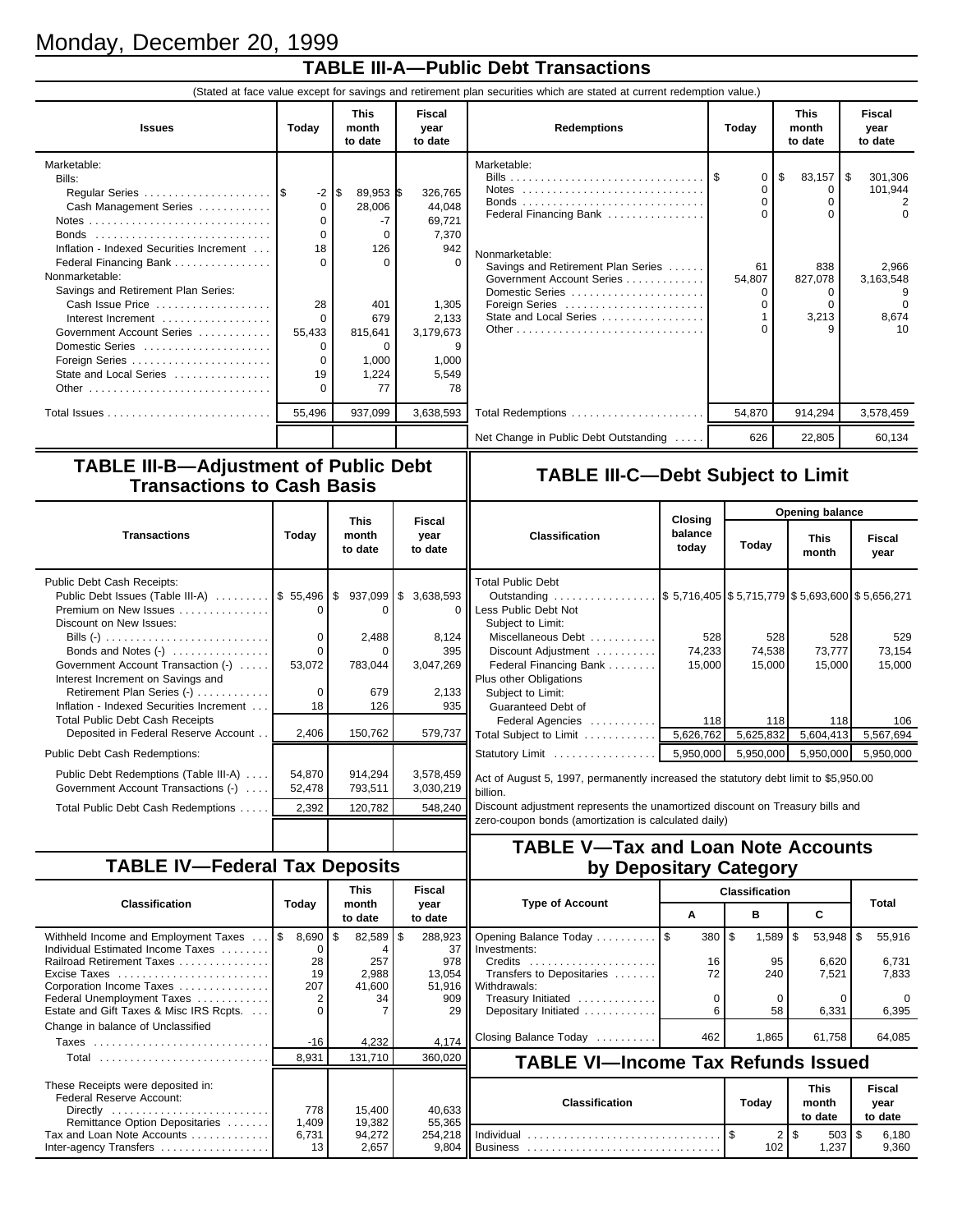Monday, December 20, 1999

## TABLE III-A—Public Debt Transactions

(Stated at face value except for savings and retirement plan securities which are stated at current redemption value.)

| Issues | Today | This month to date | Fiscal year to date |
|---|---|---|---|
| Marketable: | | | |
| Bills: | | | |
| Regular Series | $ -2 | $ 89,953 | $ 326,765 |
| Cash Management Series | 0 | 28,006 | 44,048 |
| Notes | 0 | -7 | 69,721 |
| Bonds | 0 | 0 | 7,370 |
| Inflation - Indexed Securities Increment | 18 | 126 | 942 |
| Federal Financing Bank | 0 | 0 | 0 |
| Nonmarketable: | | | |
| Savings and Retirement Plan Series: | | | |
| Cash Issue Price | 28 | 401 | 1,305 |
| Interest Increment | 0 | 679 | 2,133 |
| Government Account Series | 55,433 | 815,641 | 3,179,673 |
| Domestic Series | 0 | 0 | 9 |
| Foreign Series | 0 | 1,000 | 1,000 |
| State and Local Series | 19 | 1,224 | 5,549 |
| Other | 0 | 77 | 78 |
| Total Issues | 55,496 | 937,099 | 3,638,593 |

| Redemptions | Today | This month to date | Fiscal year to date |
|---|---|---|---|
| Marketable: | | | |
| Bills | $ 0 | $ 83,157 | $ 301,306 |
| Notes | 0 | 0 | 101,944 |
| Bonds | 0 | 0 | 2 |
| Federal Financing Bank | 0 | 0 | 0 |
| Nonmarketable: | | | |
| Savings and Retirement Plan Series | 61 | 838 | 2,966 |
| Government Account Series | 54,807 | 827,078 | 3,163,548 |
| Domestic Series | 0 | 0 | 9 |
| Foreign Series | 0 | 0 | 0 |
| State and Local Series | 1 | 3,213 | 8,674 |
| Other | 0 | 9 | 10 |
| Total Redemptions | 54,870 | 914,294 | 3,578,459 |
| Net Change in Public Debt Outstanding | 626 | 22,805 | 60,134 |

## TABLE III-B—Adjustment of Public Debt Transactions to Cash Basis

| Transactions | Today | This month to date | Fiscal year to date |
|---|---|---|---|
| Public Debt Cash Receipts: | | | |
| Public Debt Issues (Table III-A) | $ 55,496 | $ 937,099 | $ 3,638,593 |
| Premium on New Issues | 0 | 0 | 0 |
| Discount on New Issues: | | | |
| Bills (-) | 0 | 2,488 | 8,124 |
| Bonds and Notes (-) | 0 | 0 | 395 |
| Government Account Transaction (-) | 53,072 | 783,044 | 3,047,269 |
| Interest Increment on Savings and Retirement Plan Series (-) | 0 | 679 | 2,133 |
| Inflation - Indexed Securities Increment | 18 | 126 | 935 |
| Total Public Debt Cash Receipts Deposited in Federal Reserve Account | 2,406 | 150,762 | 579,737 |
| Public Debt Cash Redemptions: | | | |
| Public Debt Redemptions (Table III-A) | 54,870 | 914,294 | 3,578,459 |
| Government Account Transactions (-) | 52,478 | 793,511 | 3,030,219 |
| Total Public Debt Cash Redemptions | 2,392 | 120,782 | 548,240 |

## TABLE III-C—Debt Subject to Limit

| Classification | Closing balance today | Opening balance | | |
|---|---|---|---|---|
| | | Today | This month | Fiscal year |
| Total Public Debt Outstanding | $ 5,716,405 | $ 5,715,779 | $ 5,693,600 | $ 5,656,271 |
| Less Public Debt Not Subject to Limit: | | | | |
| Miscellaneous Debt | 528 | 528 | 528 | 529 |
| Discount Adjustment | 74,233 | 74,538 | 73,777 | 73,154 |
| Federal Financing Bank | 15,000 | 15,000 | 15,000 | 15,000 |
| Plus other Obligations Subject to Limit: | | | | |
| Guaranteed Debt of Federal Agencies | 118 | 118 | 118 | 106 |
| Total Subject to Limit | 5,626,762 | 5,625,832 | 5,604,413 | 5,567,694 |
| Statutory Limit | 5,950,000 | 5,950,000 | 5,950,000 | 5,950,000 |

Act of August 5, 1997, permanently increased the statutory debt limit to $5,950.00 billion.

Discount adjustment represents the unamortized discount on Treasury bills and zero-coupon bonds (amortization is calculated daily)

## TABLE IV—Federal Tax Deposits

| Classification | Today | This month to date | Fiscal year to date |
|---|---|---|---|
| Withheld Income and Employment Taxes | $ 8,690 | $ 82,589 | $ 288,923 |
| Individual Estimated Income Taxes | 0 | 4 | 37 |
| Railroad Retirement Taxes | 28 | 257 | 978 |
| Excise Taxes | 19 | 2,988 | 13,054 |
| Corporation Income Taxes | 207 | 41,600 | 51,916 |
| Federal Unemployment Taxes | 2 | 34 | 909 |
| Estate and Gift Taxes & Misc IRS Rcpts. | 0 | 7 | 29 |
| Change in balance of Unclassified Taxes | -16 | 4,232 | 4,174 |
| Total | 8,931 | 131,710 | 360,020 |
| These Receipts were deposited in: | | | |
| Federal Reserve Account: | | | |
| Directly | 778 | 15,400 | 40,633 |
| Remittance Option Depositaries | 1,409 | 19,382 | 55,365 |
| Tax and Loan Note Accounts | 6,731 | 94,272 | 254,218 |
| Inter-agency Transfers | 13 | 2,657 | 9,804 |

## TABLE V—Tax and Loan Note Accounts by Depositary Category

| Type of Account | Classification | | | Total |
|---|---|---|---|---|
| | A | B | C | |
| Opening Balance Today | $ 380 | $ 1,589 | $ 53,948 | $ 55,916 |
| Investments: | | | | |
| Credits | 16 | 95 | 6,620 | 6,731 |
| Transfers to Depositaries | 72 | 240 | 7,521 | 7,833 |
| Withdrawals: | | | | |
| Treasury Initiated | 0 | 0 | 0 | 0 |
| Depositary Initiated | 6 | 58 | 6,331 | 6,395 |
| Closing Balance Today | 462 | 1,865 | 61,758 | 64,085 |

## TABLE VI—Income Tax Refunds Issued

| Classification | Today | This month to date | Fiscal year to date |
|---|---|---|---|
| Individual | $ 2 | $ 503 | $ 6,180 |
| Business | 102 | 1,237 | 9,360 |